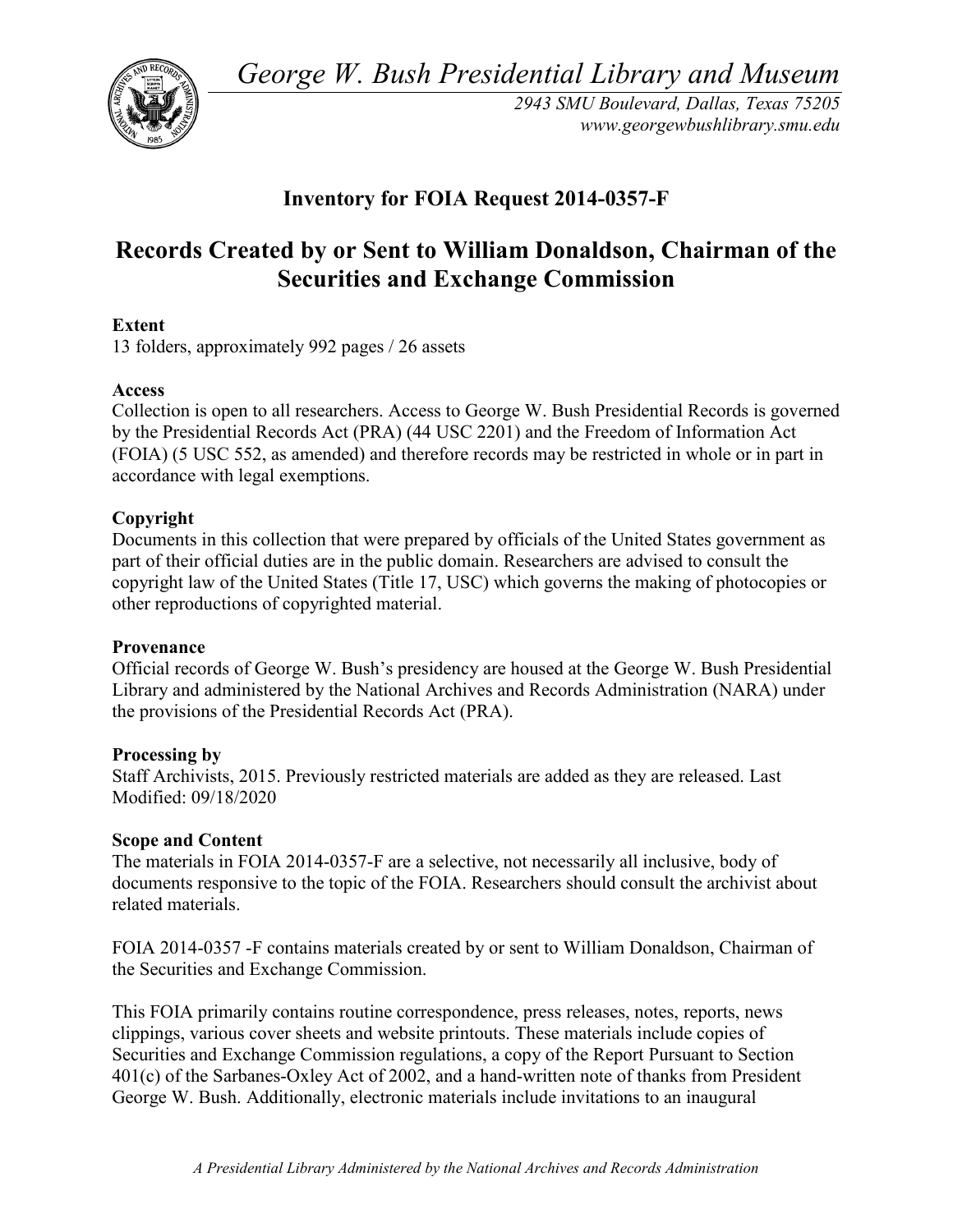*George W. Bush Presidential Library and Museum*

*2943 SMU Boulevard, Dallas, Texas 75205*
*www.georgewbushlibrary.smu.edu*

## Inventory for FOIA Request 2014-0357-F

# Records Created by or Sent to William Donaldson, Chairman of the Securities and Exchange Commission

**Extent**
13 folders, approximately 992 pages / 26 assets

**Access**
Collection is open to all researchers. Access to George W. Bush Presidential Records is governed by the Presidential Records Act (PRA) (44 USC 2201) and the Freedom of Information Act (FOIA) (5 USC 552, as amended) and therefore records may be restricted in whole or in part in accordance with legal exemptions.

**Copyright**
Documents in this collection that were prepared by officials of the United States government as part of their official duties are in the public domain. Researchers are advised to consult the copyright law of the United States (Title 17, USC) which governs the making of photocopies or other reproductions of copyrighted material.

**Provenance**
Official records of George W. Bush's presidency are housed at the George W. Bush Presidential Library and administered by the National Archives and Records Administration (NARA) under the provisions of the Presidential Records Act (PRA).

**Processing by**
Staff Archivists, 2015. Previously restricted materials are added as they are released. Last Modified: 09/18/2020

**Scope and Content**
The materials in FOIA 2014-0357-F are a selective, not necessarily all inclusive, body of documents responsive to the topic of the FOIA. Researchers should consult the archivist about related materials.

FOIA 2014-0357 -F contains materials created by or sent to William Donaldson, Chairman of the Securities and Exchange Commission.

This FOIA primarily contains routine correspondence, press releases, notes, reports, news clippings, various cover sheets and website printouts. These materials include copies of Securities and Exchange Commission regulations, a copy of the Report Pursuant to Section 401(c) of the Sarbanes-Oxley Act of 2002, and a hand-written note of thanks from President George W. Bush. Additionally, electronic materials include invitations to an inaugural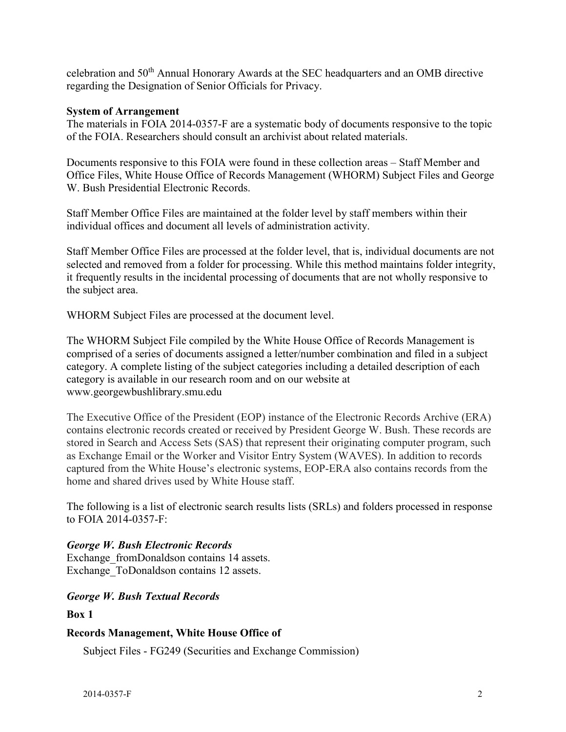celebration and 50th Annual Honorary Awards at the SEC headquarters and an OMB directive regarding the Designation of Senior Officials for Privacy.

**System of Arrangement**

The materials in FOIA 2014-0357-F are a systematic body of documents responsive to the topic of the FOIA. Researchers should consult an archivist about related materials.

Documents responsive to this FOIA were found in these collection areas – Staff Member and Office Files, White House Office of Records Management (WHORM) Subject Files and George W. Bush Presidential Electronic Records.

Staff Member Office Files are maintained at the folder level by staff members within their individual offices and document all levels of administration activity.

Staff Member Office Files are processed at the folder level, that is, individual documents are not selected and removed from a folder for processing. While this method maintains folder integrity, it frequently results in the incidental processing of documents that are not wholly responsive to the subject area.

WHORM Subject Files are processed at the document level.

The WHORM Subject File compiled by the White House Office of Records Management is comprised of a series of documents assigned a letter/number combination and filed in a subject category. A complete listing of the subject categories including a detailed description of each category is available in our research room and on our website at www.georgewbushlibrary.smu.edu

The Executive Office of the President (EOP) instance of the Electronic Records Archive (ERA) contains electronic records created or received by President George W. Bush. These records are stored in Search and Access Sets (SAS) that represent their originating computer program, such as Exchange Email or the Worker and Visitor Entry System (WAVES). In addition to records captured from the White House's electronic systems, EOP-ERA also contains records from the home and shared drives used by White House staff.

The following is a list of electronic search results lists (SRLs) and folders processed in response to FOIA 2014-0357-F:

***George W. Bush Electronic Records***

Exchange_fromDonaldson contains 14 assets.
Exchange_ToDonaldson contains 12 assets.

***George W. Bush Textual Records***

**Box 1**

**Records Management, White House Office of**

Subject Files - FG249 (Securities and Exchange Commission)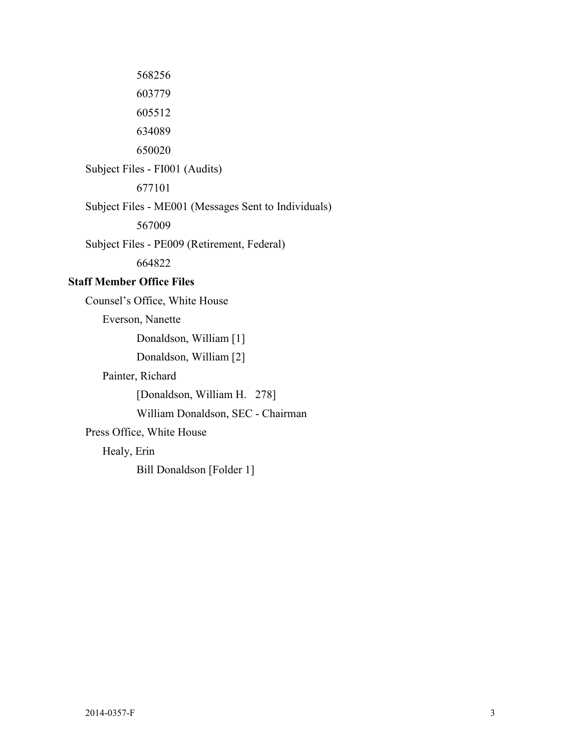568256

603779

605512

634089

650020

Subject Files - FI001 (Audits)

677101

Subject Files - ME001 (Messages Sent to Individuals)

567009

Subject Files - PE009 (Retirement, Federal)

664822

**Staff Member Office Files**

Counsel's Office, White House

Everson, Nanette

Donaldson, William [1]

Donaldson, William [2]

Painter, Richard

[Donaldson, William H. 278]

William Donaldson, SEC - Chairman

Press Office, White House

Healy, Erin

Bill Donaldson [Folder 1]